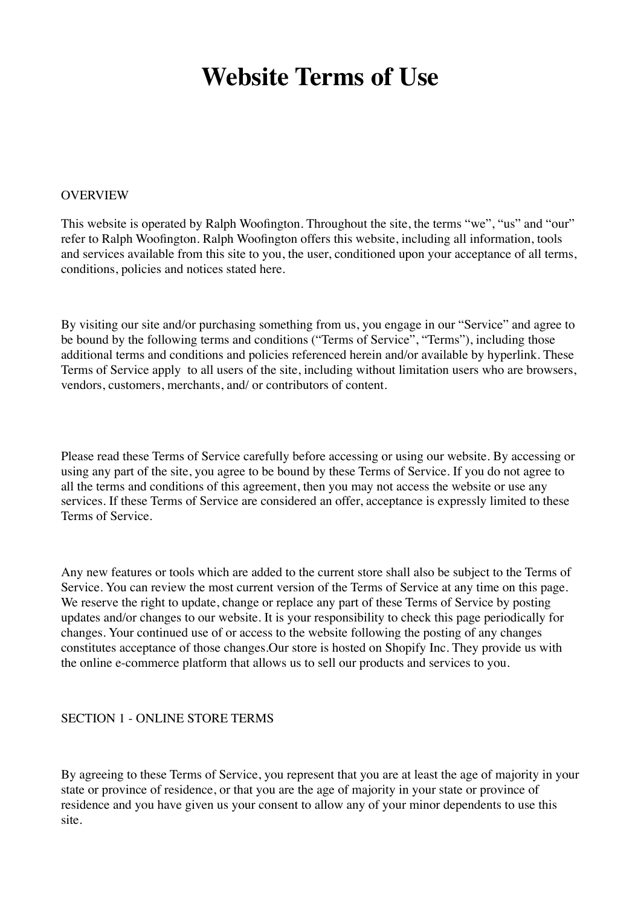# Website Terms of Use

OVERVIEW

This website is operated by Ralph Woofington. Throughout the site, the terms “we”, “us” and “our” refer to Ralph Woofington. Ralph Woofington offers this website, including all information, tools and services available from this site to you, the user, conditioned upon your acceptance of all terms, conditions, policies and notices stated here.

By visiting our site and/or purchasing something from us, you engage in our “Service” and agree to be bound by the following terms and conditions (“Terms of Service”, “Terms”), including those additional terms and conditions and policies referenced herein and/or available by hyperlink. These Terms of Service apply to all users of the site, including without limitation users who are browsers, vendors, customers, merchants, and/ or contributors of content.

Please read these Terms of Service carefully before accessing or using our website. By accessing or using any part of the site, you agree to be bound by these Terms of Service. If you do not agree to all the terms and conditions of this agreement, then you may not access the website or use any services. If these Terms of Service are considered an offer, acceptance is expressly limited to these Terms of Service.

Any new features or tools which are added to the current store shall also be subject to the Terms of Service. You can review the most current version of the Terms of Service at any time on this page. We reserve the right to update, change or replace any part of these Terms of Service by posting updates and/or changes to our website. It is your responsibility to check this page periodically for changes. Your continued use of or access to the website following the posting of any changes constitutes acceptance of those changes.Our store is hosted on Shopify Inc. They provide us with the online e-commerce platform that allows us to sell our products and services to you.

SECTION 1 - ONLINE STORE TERMS

By agreeing to these Terms of Service, you represent that you are at least the age of majority in your state or province of residence, or that you are the age of majority in your state or province of residence and you have given us your consent to allow any of your minor dependents to use this site.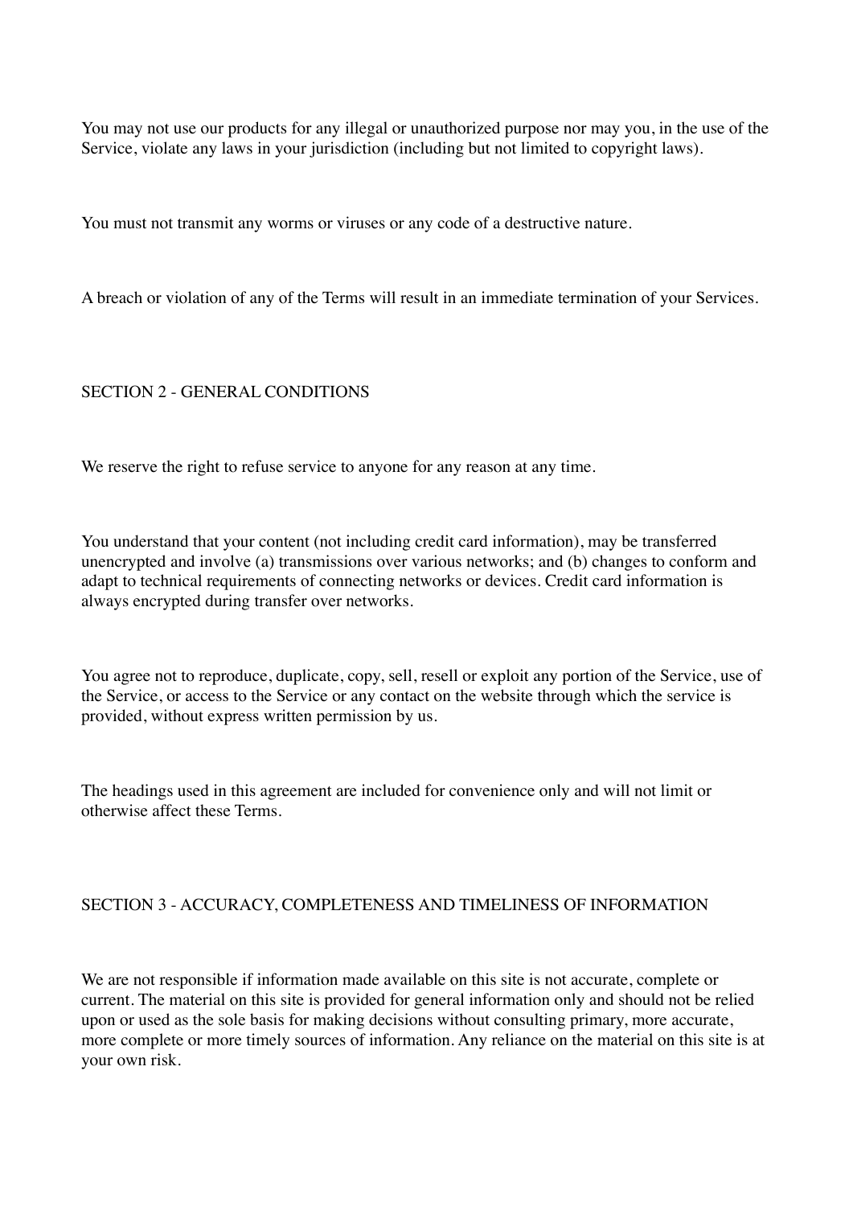You may not use our products for any illegal or unauthorized purpose nor may you, in the use of the Service, violate any laws in your jurisdiction (including but not limited to copyright laws).

You must not transmit any worms or viruses or any code of a destructive nature.

A breach or violation of any of the Terms will result in an immediate termination of your Services.

## SECTION 2 - GENERAL CONDITIONS

We reserve the right to refuse service to anyone for any reason at any time.

You understand that your content (not including credit card information), may be transferred unencrypted and involve (a) transmissions over various networks; and (b) changes to conform and adapt to technical requirements of connecting networks or devices. Credit card information is always encrypted during transfer over networks.

You agree not to reproduce, duplicate, copy, sell, resell or exploit any portion of the Service, use of the Service, or access to the Service or any contact on the website through which the service is provided, without express written permission by us.

The headings used in this agreement are included for convenience only and will not limit or otherwise affect these Terms.

## SECTION 3 - ACCURACY, COMPLETENESS AND TIMELINESS OF INFORMATION

We are not responsible if information made available on this site is not accurate, complete or current. The material on this site is provided for general information only and should not be relied upon or used as the sole basis for making decisions without consulting primary, more accurate, more complete or more timely sources of information. Any reliance on the material on this site is at your own risk.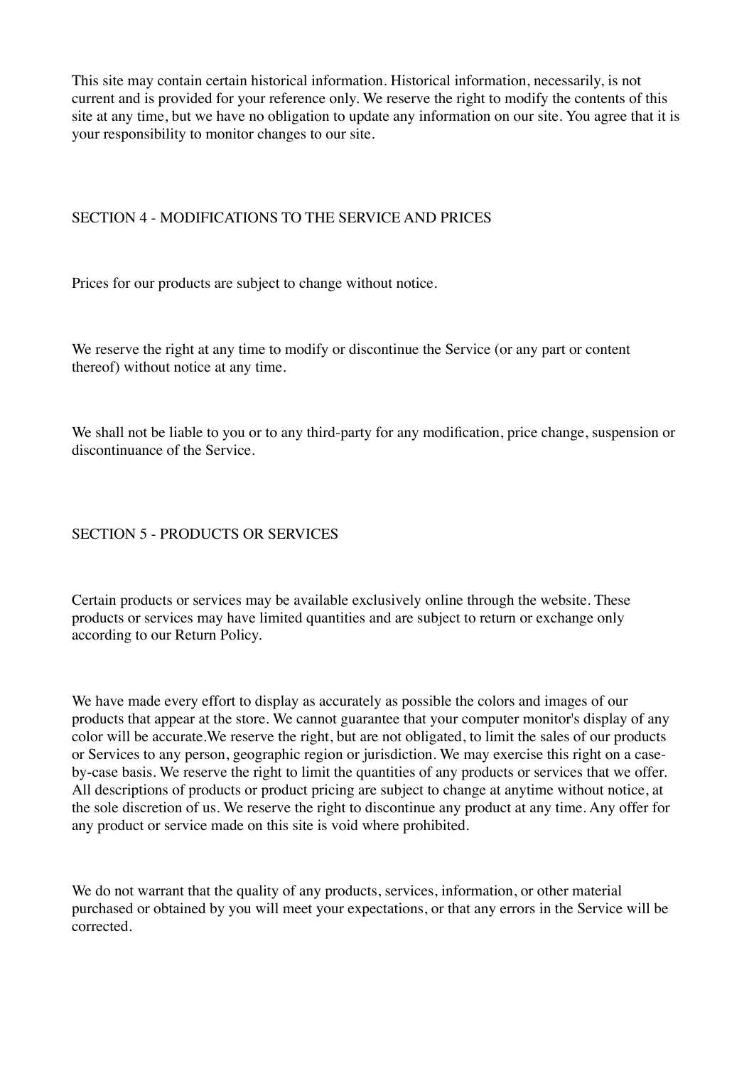This site may contain certain historical information. Historical information, necessarily, is not current and is provided for your reference only. We reserve the right to modify the contents of this site at any time, but we have no obligation to update any information on our site. You agree that it is your responsibility to monitor changes to our site.

## SECTION 4 - MODIFICATIONS TO THE SERVICE AND PRICES

Prices for our products are subject to change without notice.

We reserve the right at any time to modify or discontinue the Service (or any part or content thereof) without notice at any time.

We shall not be liable to you or to any third-party for any modification, price change, suspension or discontinuance of the Service.

## SECTION 5 - PRODUCTS OR SERVICES

Certain products or services may be available exclusively online through the website. These products or services may have limited quantities and are subject to return or exchange only according to our Return Policy.

We have made every effort to display as accurately as possible the colors and images of our products that appear at the store. We cannot guarantee that your computer monitor's display of any color will be accurate.We reserve the right, but are not obligated, to limit the sales of our products or Services to any person, geographic region or jurisdiction. We may exercise this right on a case-by-case basis. We reserve the right to limit the quantities of any products or services that we offer. All descriptions of products or product pricing are subject to change at anytime without notice, at the sole discretion of us. We reserve the right to discontinue any product at any time. Any offer for any product or service made on this site is void where prohibited.

We do not warrant that the quality of any products, services, information, or other material purchased or obtained by you will meet your expectations, or that any errors in the Service will be corrected.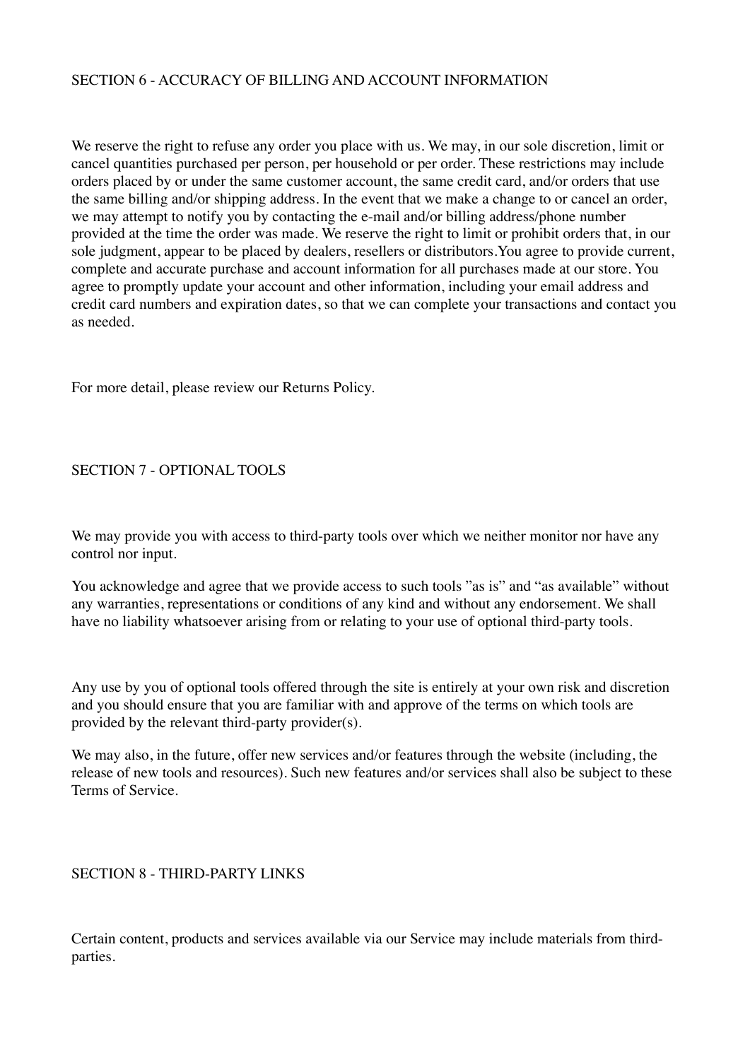## SECTION 6 - ACCURACY OF BILLING AND ACCOUNT INFORMATION

We reserve the right to refuse any order you place with us. We may, in our sole discretion, limit or cancel quantities purchased per person, per household or per order. These restrictions may include orders placed by or under the same customer account, the same credit card, and/or orders that use the same billing and/or shipping address. In the event that we make a change to or cancel an order, we may attempt to notify you by contacting the e-mail and/or billing address/phone number provided at the time the order was made. We reserve the right to limit or prohibit orders that, in our sole judgment, appear to be placed by dealers, resellers or distributors.You agree to provide current, complete and accurate purchase and account information for all purchases made at our store. You agree to promptly update your account and other information, including your email address and credit card numbers and expiration dates, so that we can complete your transactions and contact you as needed.

For more detail, please review our Returns Policy.

## SECTION 7 - OPTIONAL TOOLS

We may provide you with access to third-party tools over which we neither monitor nor have any control nor input.

You acknowledge and agree that we provide access to such tools "as is" and "as available" without any warranties, representations or conditions of any kind and without any endorsement. We shall have no liability whatsoever arising from or relating to your use of optional third-party tools.

Any use by you of optional tools offered through the site is entirely at your own risk and discretion and you should ensure that you are familiar with and approve of the terms on which tools are provided by the relevant third-party provider(s).

We may also, in the future, offer new services and/or features through the website (including, the release of new tools and resources). Such new features and/or services shall also be subject to these Terms of Service.

## SECTION 8 - THIRD-PARTY LINKS

Certain content, products and services available via our Service may include materials from third-parties.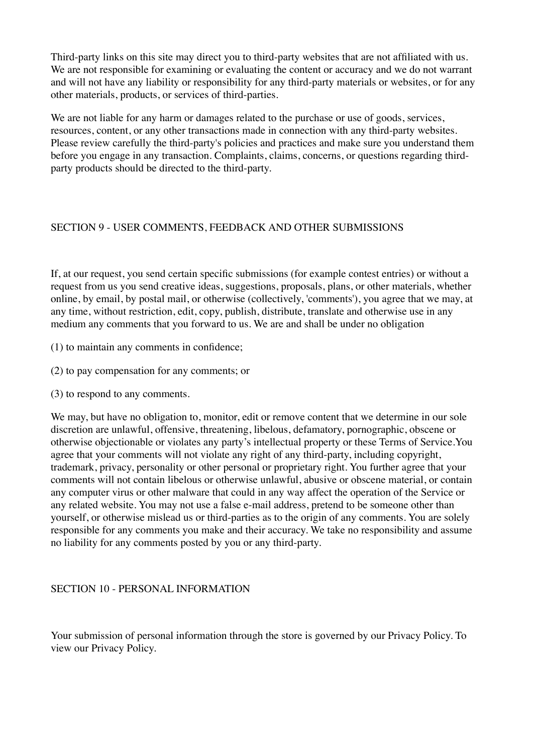Third-party links on this site may direct you to third-party websites that are not affiliated with us. We are not responsible for examining or evaluating the content or accuracy and we do not warrant and will not have any liability or responsibility for any third-party materials or websites, or for any other materials, products, or services of third-parties.

We are not liable for any harm or damages related to the purchase or use of goods, services, resources, content, or any other transactions made in connection with any third-party websites. Please review carefully the third-party's policies and practices and make sure you understand them before you engage in any transaction. Complaints, claims, concerns, or questions regarding third-party products should be directed to the third-party.

## SECTION 9 - USER COMMENTS, FEEDBACK AND OTHER SUBMISSIONS

If, at our request, you send certain specific submissions (for example contest entries) or without a request from us you send creative ideas, suggestions, proposals, plans, or other materials, whether online, by email, by postal mail, or otherwise (collectively, 'comments'), you agree that we may, at any time, without restriction, edit, copy, publish, distribute, translate and otherwise use in any medium any comments that you forward to us. We are and shall be under no obligation

(1) to maintain any comments in confidence;

(2) to pay compensation for any comments; or

(3) to respond to any comments.

We may, but have no obligation to, monitor, edit or remove content that we determine in our sole discretion are unlawful, offensive, threatening, libelous, defamatory, pornographic, obscene or otherwise objectionable or violates any party's intellectual property or these Terms of Service.You agree that your comments will not violate any right of any third-party, including copyright, trademark, privacy, personality or other personal or proprietary right. You further agree that your comments will not contain libelous or otherwise unlawful, abusive or obscene material, or contain any computer virus or other malware that could in any way affect the operation of the Service or any related website. You may not use a false e-mail address, pretend to be someone other than yourself, or otherwise mislead us or third-parties as to the origin of any comments. You are solely responsible for any comments you make and their accuracy. We take no responsibility and assume no liability for any comments posted by you or any third-party.

## SECTION 10 - PERSONAL INFORMATION

Your submission of personal information through the store is governed by our Privacy Policy. To view our Privacy Policy.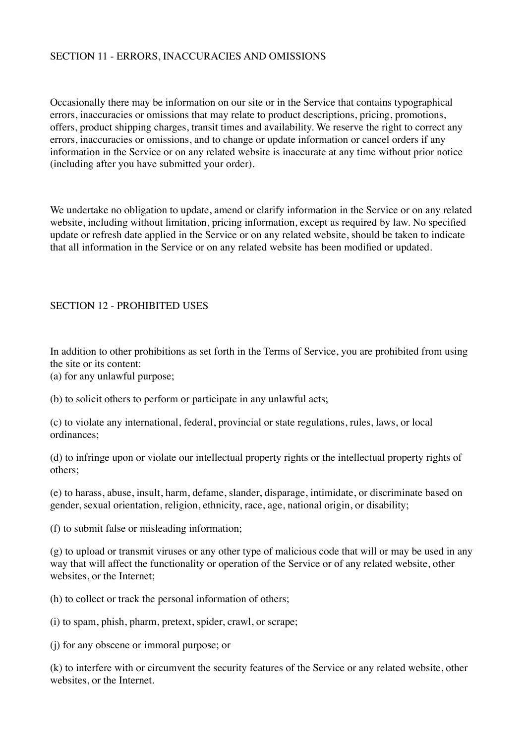## SECTION 11 - ERRORS, INACCURACIES AND OMISSIONS

Occasionally there may be information on our site or in the Service that contains typographical errors, inaccuracies or omissions that may relate to product descriptions, pricing, promotions, offers, product shipping charges, transit times and availability. We reserve the right to correct any errors, inaccuracies or omissions, and to change or update information or cancel orders if any information in the Service or on any related website is inaccurate at any time without prior notice (including after you have submitted your order).

We undertake no obligation to update, amend or clarify information in the Service or on any related website, including without limitation, pricing information, except as required by law. No specified update or refresh date applied in the Service or on any related website, should be taken to indicate that all information in the Service or on any related website has been modified or updated.

## SECTION 12 - PROHIBITED USES

In addition to other prohibitions as set forth in the Terms of Service, you are prohibited from using the site or its content:
(a) for any unlawful purpose;

(b) to solicit others to perform or participate in any unlawful acts;

(c) to violate any international, federal, provincial or state regulations, rules, laws, or local ordinances;

(d) to infringe upon or violate our intellectual property rights or the intellectual property rights of others;

(e) to harass, abuse, insult, harm, defame, slander, disparage, intimidate, or discriminate based on gender, sexual orientation, religion, ethnicity, race, age, national origin, or disability;

(f) to submit false or misleading information;

(g) to upload or transmit viruses or any other type of malicious code that will or may be used in any way that will affect the functionality or operation of the Service or of any related website, other websites, or the Internet;

(h) to collect or track the personal information of others;

(i) to spam, phish, pharm, pretext, spider, crawl, or scrape;

(j) for any obscene or immoral purpose; or

(k) to interfere with or circumvent the security features of the Service or any related website, other websites, or the Internet.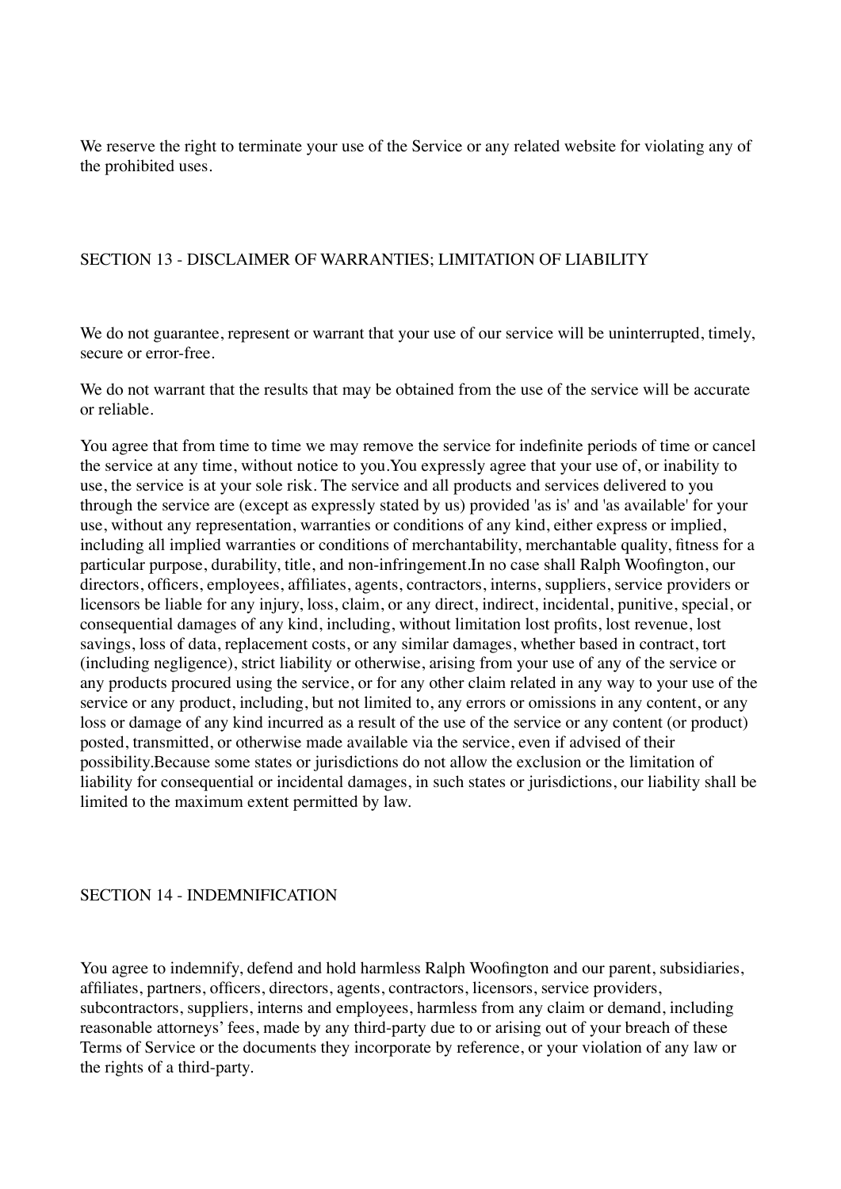We reserve the right to terminate your use of the Service or any related website for violating any of the prohibited uses.

## SECTION 13 - DISCLAIMER OF WARRANTIES; LIMITATION OF LIABILITY

We do not guarantee, represent or warrant that your use of our service will be uninterrupted, timely, secure or error-free.

We do not warrant that the results that may be obtained from the use of the service will be accurate or reliable.

You agree that from time to time we may remove the service for indefinite periods of time or cancel the service at any time, without notice to you.You expressly agree that your use of, or inability to use, the service is at your sole risk. The service and all products and services delivered to you through the service are (except as expressly stated by us) provided 'as is' and 'as available' for your use, without any representation, warranties or conditions of any kind, either express or implied, including all implied warranties or conditions of merchantability, merchantable quality, fitness for a particular purpose, durability, title, and non-infringement.In no case shall Ralph Woofington, our directors, officers, employees, affiliates, agents, contractors, interns, suppliers, service providers or licensors be liable for any injury, loss, claim, or any direct, indirect, incidental, punitive, special, or consequential damages of any kind, including, without limitation lost profits, lost revenue, lost savings, loss of data, replacement costs, or any similar damages, whether based in contract, tort (including negligence), strict liability or otherwise, arising from your use of any of the service or any products procured using the service, or for any other claim related in any way to your use of the service or any product, including, but not limited to, any errors or omissions in any content, or any loss or damage of any kind incurred as a result of the use of the service or any content (or product) posted, transmitted, or otherwise made available via the service, even if advised of their possibility.Because some states or jurisdictions do not allow the exclusion or the limitation of liability for consequential or incidental damages, in such states or jurisdictions, our liability shall be limited to the maximum extent permitted by law.

## SECTION 14 - INDEMNIFICATION

You agree to indemnify, defend and hold harmless Ralph Woofington and our parent, subsidiaries, affiliates, partners, officers, directors, agents, contractors, licensors, service providers, subcontractors, suppliers, interns and employees, harmless from any claim or demand, including reasonable attorneys' fees, made by any third-party due to or arising out of your breach of these Terms of Service or the documents they incorporate by reference, or your violation of any law or the rights of a third-party.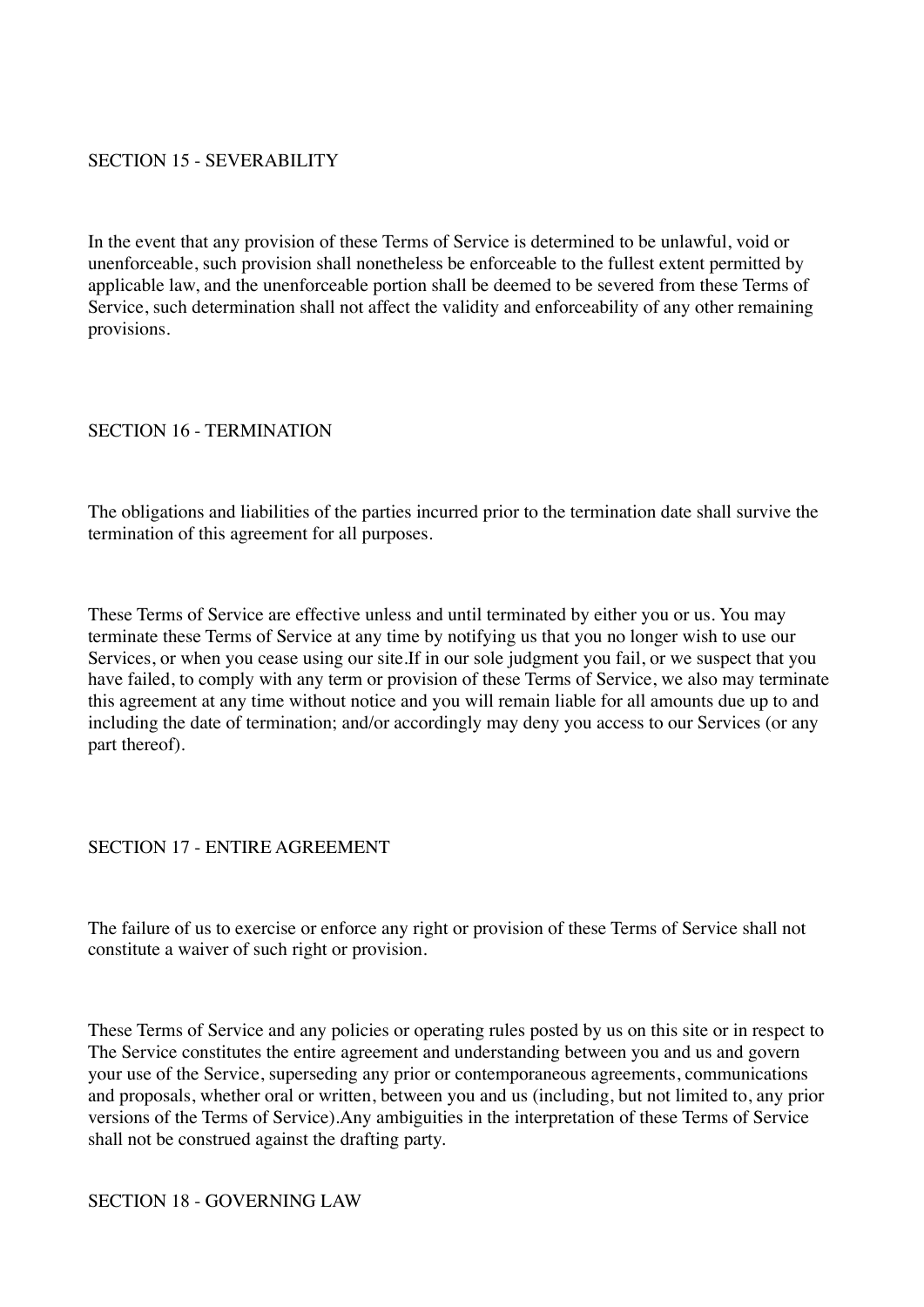## SECTION 15 - SEVERABILITY

In the event that any provision of these Terms of Service is determined to be unlawful, void or unenforceable, such provision shall nonetheless be enforceable to the fullest extent permitted by applicable law, and the unenforceable portion shall be deemed to be severed from these Terms of Service, such determination shall not affect the validity and enforceability of any other remaining provisions.

## SECTION 16 - TERMINATION

The obligations and liabilities of the parties incurred prior to the termination date shall survive the termination of this agreement for all purposes.

These Terms of Service are effective unless and until terminated by either you or us. You may terminate these Terms of Service at any time by notifying us that you no longer wish to use our Services, or when you cease using our site.If in our sole judgment you fail, or we suspect that you have failed, to comply with any term or provision of these Terms of Service, we also may terminate this agreement at any time without notice and you will remain liable for all amounts due up to and including the date of termination; and/or accordingly may deny you access to our Services (or any part thereof).

## SECTION 17 - ENTIRE AGREEMENT

The failure of us to exercise or enforce any right or provision of these Terms of Service shall not constitute a waiver of such right or provision.

These Terms of Service and any policies or operating rules posted by us on this site or in respect to The Service constitutes the entire agreement and understanding between you and us and govern your use of the Service, superseding any prior or contemporaneous agreements, communications and proposals, whether oral or written, between you and us (including, but not limited to, any prior versions of the Terms of Service).Any ambiguities in the interpretation of these Terms of Service shall not be construed against the drafting party.

## SECTION 18 - GOVERNING LAW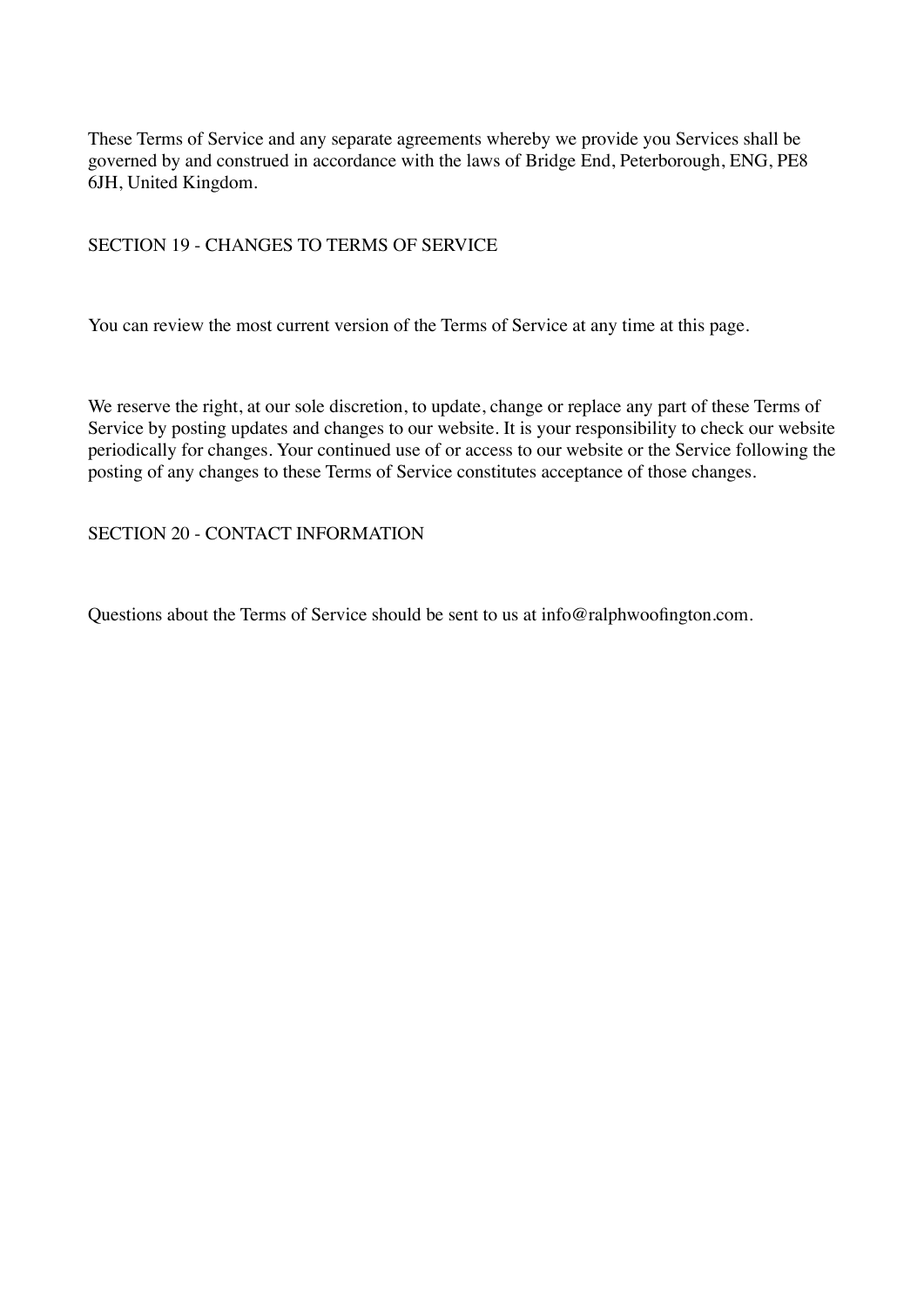These Terms of Service and any separate agreements whereby we provide you Services shall be governed by and construed in accordance with the laws of Bridge End, Peterborough, ENG, PE8 6JH, United Kingdom.

## SECTION 19 - CHANGES TO TERMS OF SERVICE

You can review the most current version of the Terms of Service at any time at this page.

We reserve the right, at our sole discretion, to update, change or replace any part of these Terms of Service by posting updates and changes to our website. It is your responsibility to check our website periodically for changes. Your continued use of or access to our website or the Service following the posting of any changes to these Terms of Service constitutes acceptance of those changes.

## SECTION 20 - CONTACT INFORMATION

Questions about the Terms of Service should be sent to us at info@ralphwoofington.com.